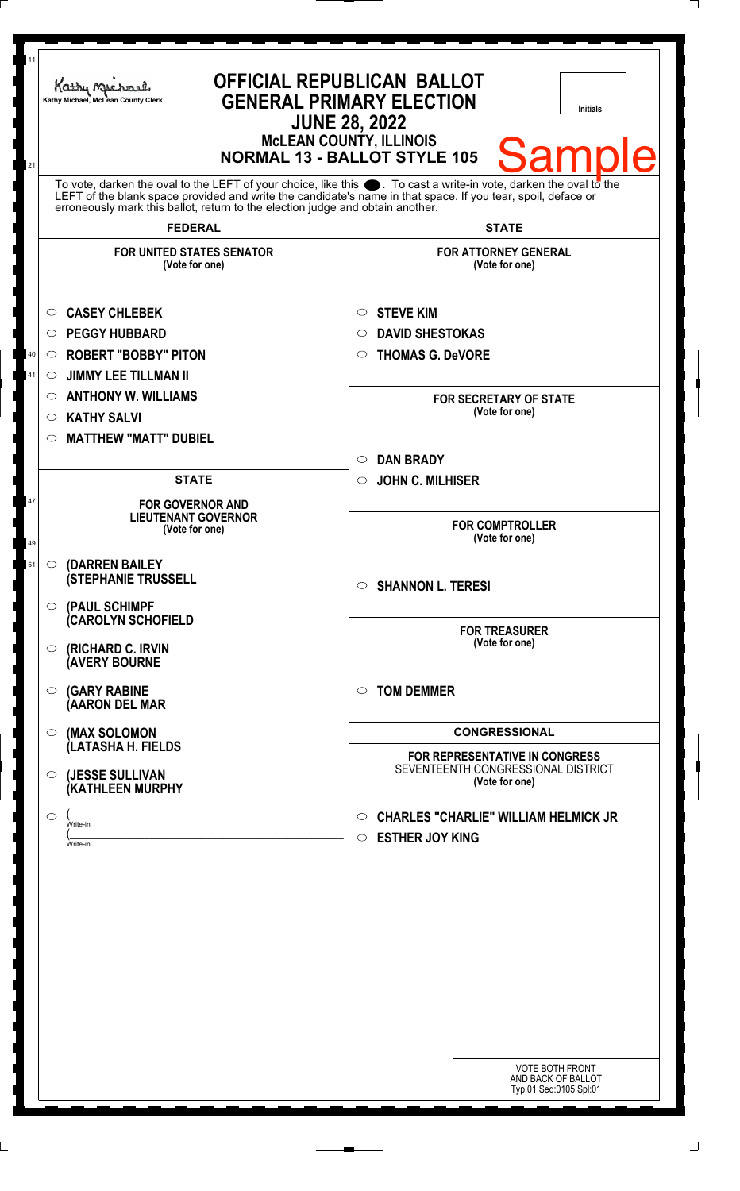Kathy Michael, McLean County Clerk

# OFFICIAL REPUBLICAN BALLOT
## GENERAL PRIMARY ELECTION
## JUNE 28, 2022
### McLEAN COUNTY, ILLINOIS
### NORMAL 13 - BALLOT STYLE 105

Initials

Sample

To vote, darken the oval to the LEFT of your choice, like this ●. To cast a write-in vote, darken the oval to the LEFT of the blank space provided and write the candidate's name in that space. If you tear, spoil, deface or erroneously mark this ballot, return to the election judge and obtain another.

## FEDERAL

### FOR UNITED STATES SENATOR
(Vote for one)

- ○ **CASEY CHLEBEK**
- ○ **PEGGY HUBBARD**
- ○ **ROBERT "BOBBY" PITON**
- ○ **JIMMY LEE TILLMAN II**
- ○ **ANTHONY W. WILLIAMS**
- ○ **KATHY SALVI**
- ○ **MATTHEW "MATT" DUBIEL**

## STATE

### FOR GOVERNOR AND LIEUTENANT GOVERNOR
(Vote for one)

- ○ **(DARREN BAILEY (STEPHANIE TRUSSELL**
- ○ **(PAUL SCHIMPF (CAROLYN SCHOFIELD**
- ○ **(RICHARD C. IRVIN (AVERY BOURNE**
- ○ **(GARY RABINE (AARON DEL MAR**
- ○ **(MAX SOLOMON (LATASHA H. FIELDS**
- ○ **(JESSE SULLIVAN (KATHLEEN MURPHY**
- ○ (\_\_\_\_\_\_\_\_\_\_ Write-in
  (\_\_\_\_\_\_\_\_\_\_ Write-in

## STATE

### FOR ATTORNEY GENERAL
(Vote for one)

- ○ **STEVE KIM**
- ○ **DAVID SHESTOKAS**
- ○ **THOMAS G. DeVORE**

### FOR SECRETARY OF STATE
(Vote for one)

- ○ **DAN BRADY**
- ○ **JOHN C. MILHISER**

### FOR COMPTROLLER
(Vote for one)

- ○ **SHANNON L. TERESI**

### FOR TREASURER
(Vote for one)

- ○ **TOM DEMMER**

## CONGRESSIONAL

### FOR REPRESENTATIVE IN CONGRESS
SEVENTEENTH CONGRESSIONAL DISTRICT
(Vote for one)

- ○ **CHARLES "CHARLIE" WILLIAM HELMICK JR**
- ○ **ESTHER JOY KING**

VOTE BOTH FRONT AND BACK OF BALLOT
Typ:01 Seq:0105 Spl:01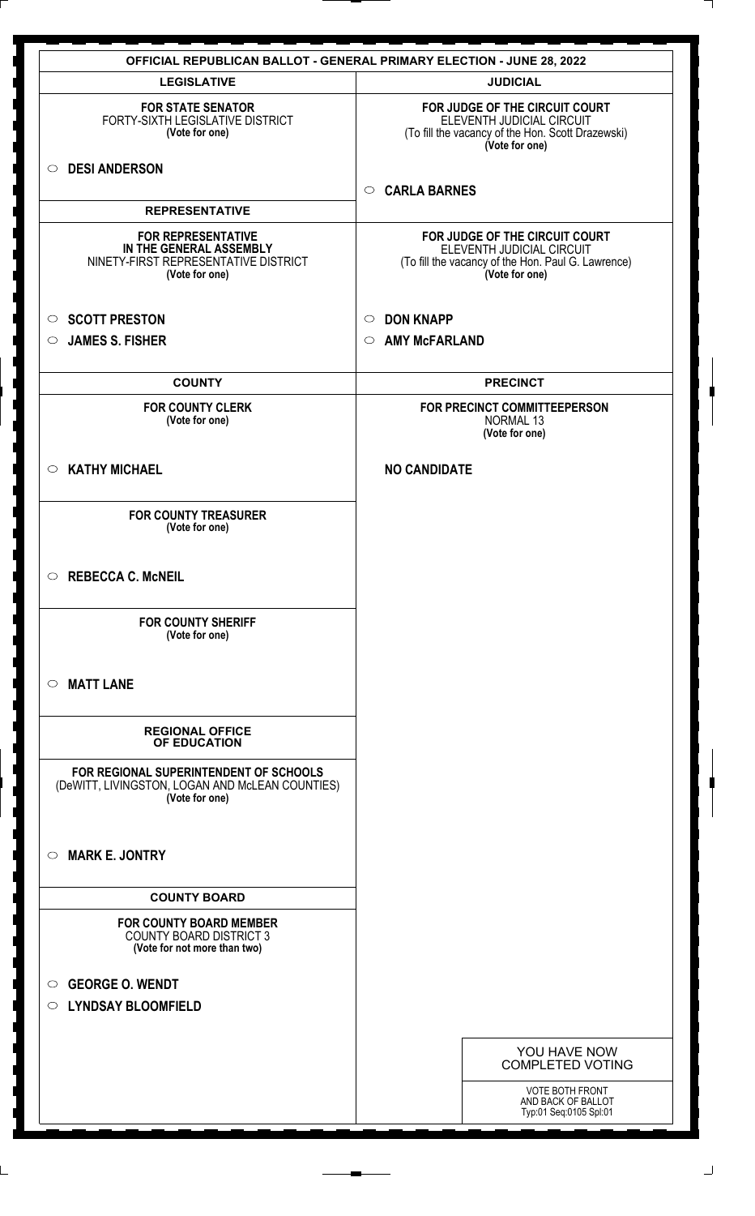# OFFICIAL REPUBLICAN BALLOT - GENERAL PRIMARY ELECTION - JUNE 28, 2022

## LEGISLATIVE

**FOR STATE SENATOR**
FORTY-SIXTH LEGISLATIVE DISTRICT
**(Vote for one)**

○ **DESI ANDERSON**

## REPRESENTATIVE

**FOR REPRESENTATIVE IN THE GENERAL ASSEMBLY**
NINETY-FIRST REPRESENTATIVE DISTRICT
**(Vote for one)**

○ **SCOTT PRESTON**
○ **JAMES S. FISHER**

## COUNTY

**FOR COUNTY CLERK**
**(Vote for one)**

○ **KATHY MICHAEL**

**FOR COUNTY TREASURER**
**(Vote for one)**

○ **REBECCA C. McNEIL**

**FOR COUNTY SHERIFF**
**(Vote for one)**

○ **MATT LANE**

## REGIONAL OFFICE OF EDUCATION

**FOR REGIONAL SUPERINTENDENT OF SCHOOLS**
(DeWITT, LIVINGSTON, LOGAN AND McLEAN COUNTIES)
**(Vote for one)**

○ **MARK E. JONTRY**

## COUNTY BOARD

**FOR COUNTY BOARD MEMBER**
COUNTY BOARD DISTRICT 3
**(Vote for not more than two)**

○ **GEORGE O. WENDT**
○ **LYNDSAY BLOOMFIELD**

## JUDICIAL

**FOR JUDGE OF THE CIRCUIT COURT**
ELEVENTH JUDICIAL CIRCUIT
(To fill the vacancy of the Hon. Scott Drazewski)
**(Vote for one)**

○ **CARLA BARNES**

**FOR JUDGE OF THE CIRCUIT COURT**
ELEVENTH JUDICIAL CIRCUIT
(To fill the vacancy of the Hon. Paul G. Lawrence)
**(Vote for one)**

○ **DON KNAPP**
○ **AMY McFARLAND**

## PRECINCT

**FOR PRECINCT COMMITTEEPERSON**
NORMAL 13
**(Vote for one)**

**NO CANDIDATE**

YOU HAVE NOW COMPLETED VOTING

VOTE BOTH FRONT AND BACK OF BALLOT
Typ:01 Seq:0105 Spl:01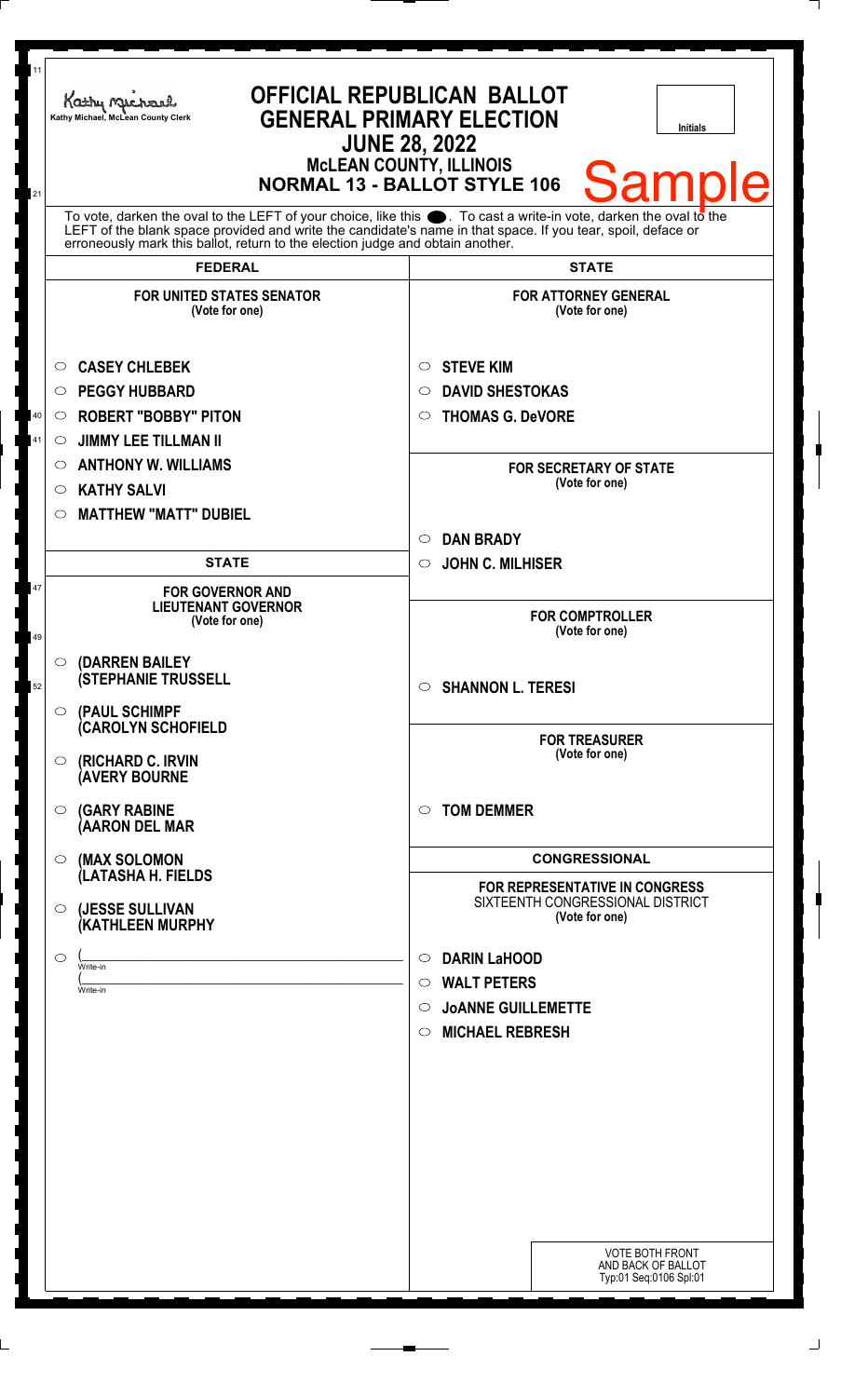Kathy Michael, McLean County Clerk

# OFFICIAL REPUBLICAN BALLOT
## GENERAL PRIMARY ELECTION
## JUNE 28, 2022
### McLEAN COUNTY, ILLINOIS
### NORMAL 13 - BALLOT STYLE 106

Initials

Sample

To vote, darken the oval to the LEFT of your choice, like this ●. To cast a write-in vote, darken the oval to the LEFT of the blank space provided and write the candidate's name in that space. If you tear, spoil, deface or erroneously mark this ballot, return to the election judge and obtain another.

## FEDERAL

**FOR UNITED STATES SENATOR**
(Vote for one)

- ○ **CASEY CHLEBEK**
- ○ **PEGGY HUBBARD**
- ○ **ROBERT "BOBBY" PITON**
- ○ **JIMMY LEE TILLMAN II**
- ○ **ANTHONY W. WILLIAMS**
- ○ **KATHY SALVI**
- ○ **MATTHEW "MATT" DUBIEL**

## STATE

**FOR GOVERNOR AND LIEUTENANT GOVERNOR**
(Vote for one)

- ○ **(DARREN BAILEY (STEPHANIE TRUSSELL**
- ○ **(PAUL SCHIMPF (CAROLYN SCHOFIELD**
- ○ **(RICHARD C. IRVIN (AVERY BOURNE**
- ○ **(GARY RABINE (AARON DEL MAR**
- ○ **(MAX SOLOMON (LATASHA H. FIELDS**
- ○ **(JESSE SULLIVAN (KATHLEEN MURPHY**
- ○ (________________ Write-in
  (________________ Write-in

## STATE

**FOR ATTORNEY GENERAL**
(Vote for one)

- ○ **STEVE KIM**
- ○ **DAVID SHESTOKAS**
- ○ **THOMAS G. DeVORE**

**FOR SECRETARY OF STATE**
(Vote for one)

- ○ **DAN BRADY**
- ○ **JOHN C. MILHISER**

**FOR COMPTROLLER**
(Vote for one)

- ○ **SHANNON L. TERESI**

**FOR TREASURER**
(Vote for one)

- ○ **TOM DEMMER**

## CONGRESSIONAL

**FOR REPRESENTATIVE IN CONGRESS**
SIXTEENTH CONGRESSIONAL DISTRICT
(Vote for one)

- ○ **DARIN LaHOOD**
- ○ **WALT PETERS**
- ○ **JoANNE GUILLEMETTE**
- ○ **MICHAEL REBRESH**

VOTE BOTH FRONT AND BACK OF BALLOT
Typ:01 Seq:0106 Spl:01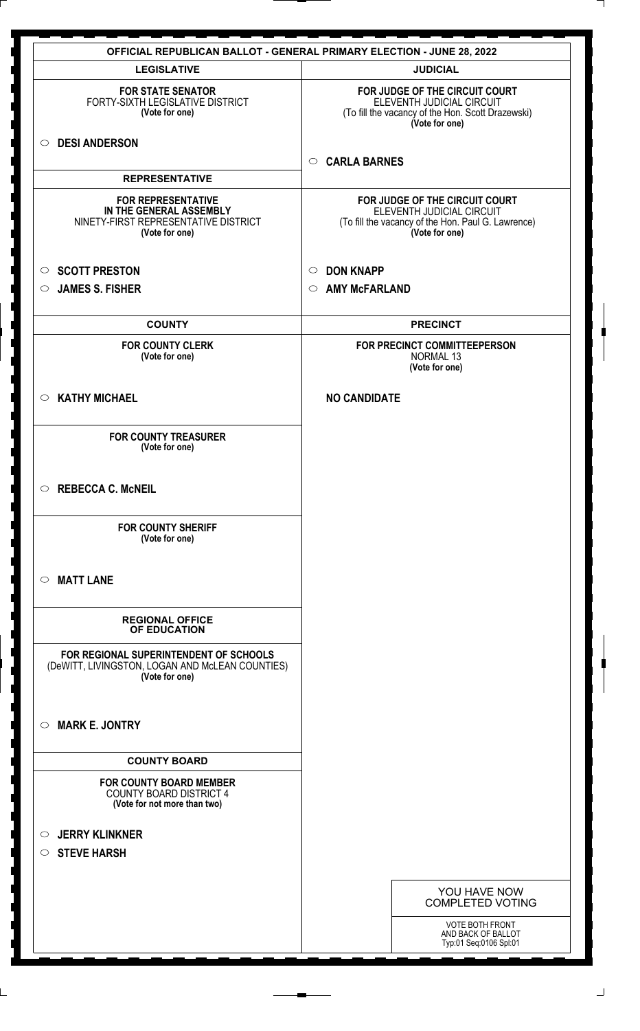# OFFICIAL REPUBLICAN BALLOT - GENERAL PRIMARY ELECTION - JUNE 28, 2022

## LEGISLATIVE

**FOR STATE SENATOR**
FORTY-SIXTH LEGISLATIVE DISTRICT
**(Vote for one)**

- **DESI ANDERSON**

## REPRESENTATIVE

**FOR REPRESENTATIVE IN THE GENERAL ASSEMBLY**
NINETY-FIRST REPRESENTATIVE DISTRICT
**(Vote for one)**

- **SCOTT PRESTON**
- **JAMES S. FISHER**

## COUNTY

**FOR COUNTY CLERK**
**(Vote for one)**

- **KATHY MICHAEL**

**FOR COUNTY TREASURER**
**(Vote for one)**

- **REBECCA C. McNEIL**

**FOR COUNTY SHERIFF**
**(Vote for one)**

- **MATT LANE**

## REGIONAL OFFICE OF EDUCATION

**FOR REGIONAL SUPERINTENDENT OF SCHOOLS**
(DeWITT, LIVINGSTON, LOGAN AND McLEAN COUNTIES)
**(Vote for one)**

- **MARK E. JONTRY**

## COUNTY BOARD

**FOR COUNTY BOARD MEMBER**
COUNTY BOARD DISTRICT 4
**(Vote for not more than two)**

- **JERRY KLINKNER**
- **STEVE HARSH**

## JUDICIAL

**FOR JUDGE OF THE CIRCUIT COURT**
ELEVENTH JUDICIAL CIRCUIT
(To fill the vacancy of the Hon. Scott Drazewski)
**(Vote for one)**

- **CARLA BARNES**

**FOR JUDGE OF THE CIRCUIT COURT**
ELEVENTH JUDICIAL CIRCUIT
(To fill the vacancy of the Hon. Paul G. Lawrence)
**(Vote for one)**

- **DON KNAPP**
- **AMY McFARLAND**

## PRECINCT

**FOR PRECINCT COMMITTEEPERSON**
NORMAL 13
**(Vote for one)**

**NO CANDIDATE**

YOU HAVE NOW COMPLETED VOTING

VOTE BOTH FRONT AND BACK OF BALLOT
Typ:01 Seq:0106 Spl:01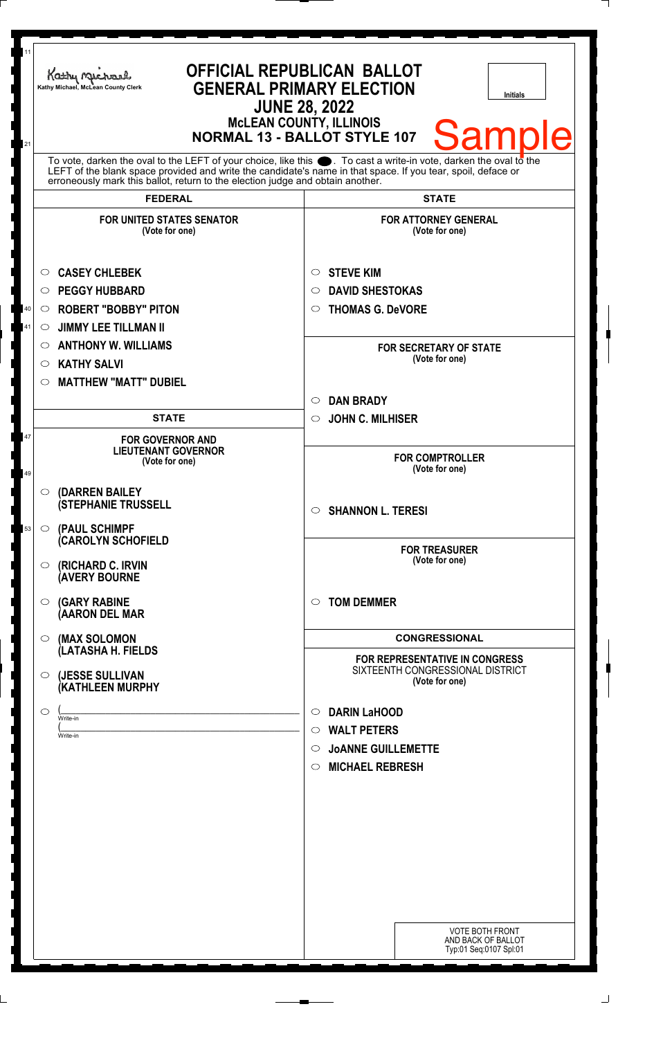Kathy Michael, McLean County Clerk

# OFFICIAL REPUBLICAN BALLOT
# GENERAL PRIMARY ELECTION
## JUNE 28, 2022
### McLEAN COUNTY, ILLINOIS
### NORMAL 13 - BALLOT STYLE 107

Initials

Sample

To vote, darken the oval to the LEFT of your choice, like this ●. To cast a write-in vote, darken the oval to the LEFT of the blank space provided and write the candidate's name in that space. If you tear, spoil, deface or erroneously mark this ballot, return to the election judge and obtain another.

## FEDERAL

**FOR UNITED STATES SENATOR**
(Vote for one)

- ○ CASEY CHLEBEK
- ○ PEGGY HUBBARD
- ○ ROBERT "BOBBY" PITON
- ○ JIMMY LEE TILLMAN II
- ○ ANTHONY W. WILLIAMS
- ○ KATHY SALVI
- ○ MATTHEW "MATT" DUBIEL

## STATE

**FOR GOVERNOR AND LIEUTENANT GOVERNOR**
(Vote for one)

- ○ (DARREN BAILEY (STEPHANIE TRUSSELL
- ○ (PAUL SCHIMPF (CAROLYN SCHOFIELD
- ○ (RICHARD C. IRVIN (AVERY BOURNE
- ○ (GARY RABINE (AARON DEL MAR
- ○ (MAX SOLOMON (LATASHA H. FIELDS
- ○ (JESSE SULLIVAN (KATHLEEN MURPHY
- ○ (______________ Write-in (______________ Write-in

## STATE

**FOR ATTORNEY GENERAL**
(Vote for one)

- ○ STEVE KIM
- ○ DAVID SHESTOKAS
- ○ THOMAS G. DeVORE

**FOR SECRETARY OF STATE**
(Vote for one)

- ○ DAN BRADY
- ○ JOHN C. MILHISER

**FOR COMPTROLLER**
(Vote for one)

- ○ SHANNON L. TERESI

**FOR TREASURER**
(Vote for one)

- ○ TOM DEMMER

## CONGRESSIONAL

**FOR REPRESENTATIVE IN CONGRESS**
SIXTEENTH CONGRESSIONAL DISTRICT
(Vote for one)

- ○ DARIN LaHOOD
- ○ WALT PETERS
- ○ JoANNE GUILLEMETTE
- ○ MICHAEL REBRESH

VOTE BOTH FRONT AND BACK OF BALLOT
Typ:01 Seq:0107 Spl:01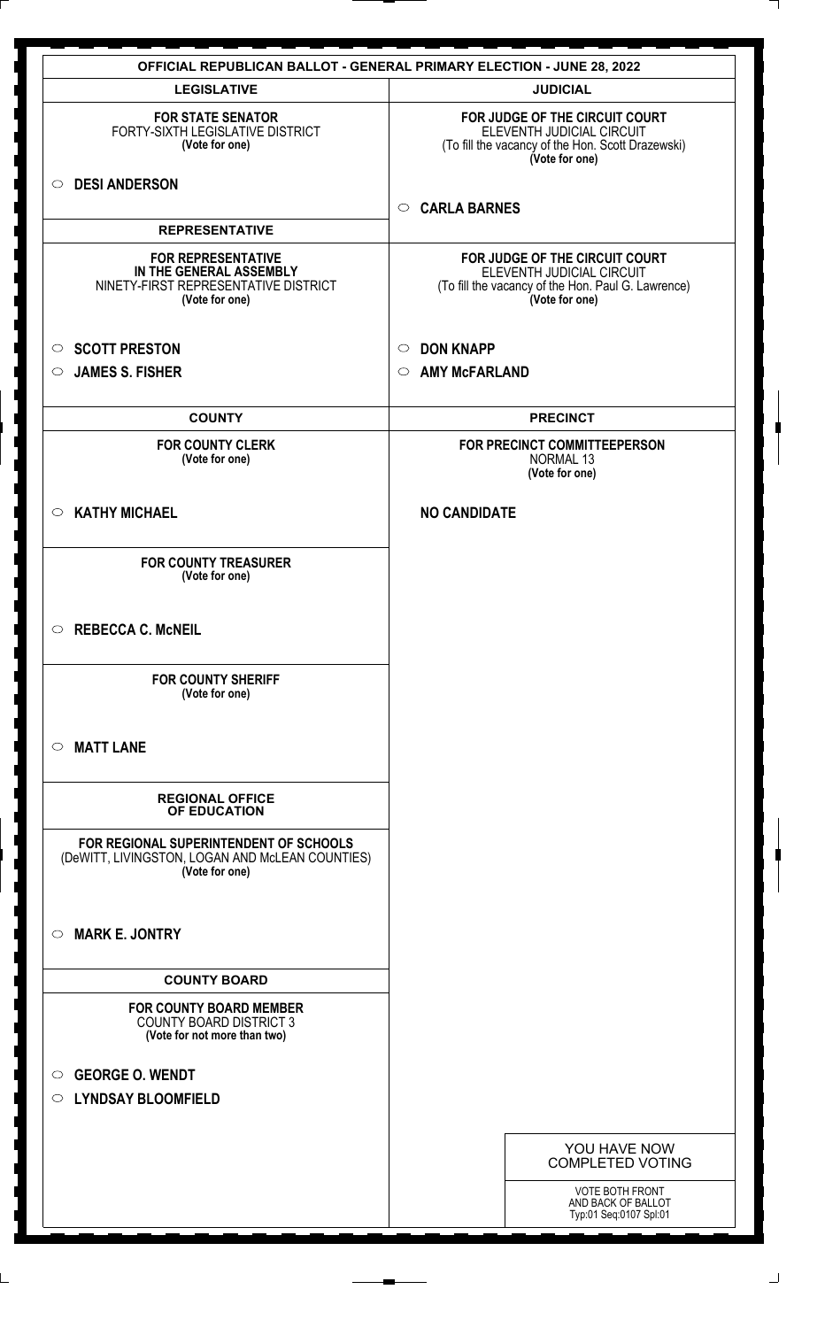# OFFICIAL REPUBLICAN BALLOT - GENERAL PRIMARY ELECTION - JUNE 28, 2022

## LEGISLATIVE

**FOR STATE SENATOR**
FORTY-SIXTH LEGISLATIVE DISTRICT
**(Vote for one)**

○ **DESI ANDERSON**

## REPRESENTATIVE

**FOR REPRESENTATIVE IN THE GENERAL ASSEMBLY**
NINETY-FIRST REPRESENTATIVE DISTRICT
**(Vote for one)**

○ **SCOTT PRESTON**
○ **JAMES S. FISHER**

## COUNTY

**FOR COUNTY CLERK**
**(Vote for one)**

○ **KATHY MICHAEL**

**FOR COUNTY TREASURER**
**(Vote for one)**

○ **REBECCA C. McNEIL**

**FOR COUNTY SHERIFF**
**(Vote for one)**

○ **MATT LANE**

## REGIONAL OFFICE OF EDUCATION

**FOR REGIONAL SUPERINTENDENT OF SCHOOLS**
(DeWITT, LIVINGSTON, LOGAN AND McLEAN COUNTIES)
**(Vote for one)**

○ **MARK E. JONTRY**

## COUNTY BOARD

**FOR COUNTY BOARD MEMBER**
COUNTY BOARD DISTRICT 3
**(Vote for not more than two)**

○ **GEORGE O. WENDT**
○ **LYNDSAY BLOOMFIELD**

## JUDICIAL

**FOR JUDGE OF THE CIRCUIT COURT**
ELEVENTH JUDICIAL CIRCUIT
(To fill the vacancy of the Hon. Scott Drazewski)
**(Vote for one)**

○ **CARLA BARNES**

**FOR JUDGE OF THE CIRCUIT COURT**
ELEVENTH JUDICIAL CIRCUIT
(To fill the vacancy of the Hon. Paul G. Lawrence)
**(Vote for one)**

○ **DON KNAPP**
○ **AMY McFARLAND**

## PRECINCT

**FOR PRECINCT COMMITTEEPERSON**
NORMAL 13
**(Vote for one)**

**NO CANDIDATE**

YOU HAVE NOW COMPLETED VOTING

VOTE BOTH FRONT AND BACK OF BALLOT
Typ:01 Seq:0107 Spl:01